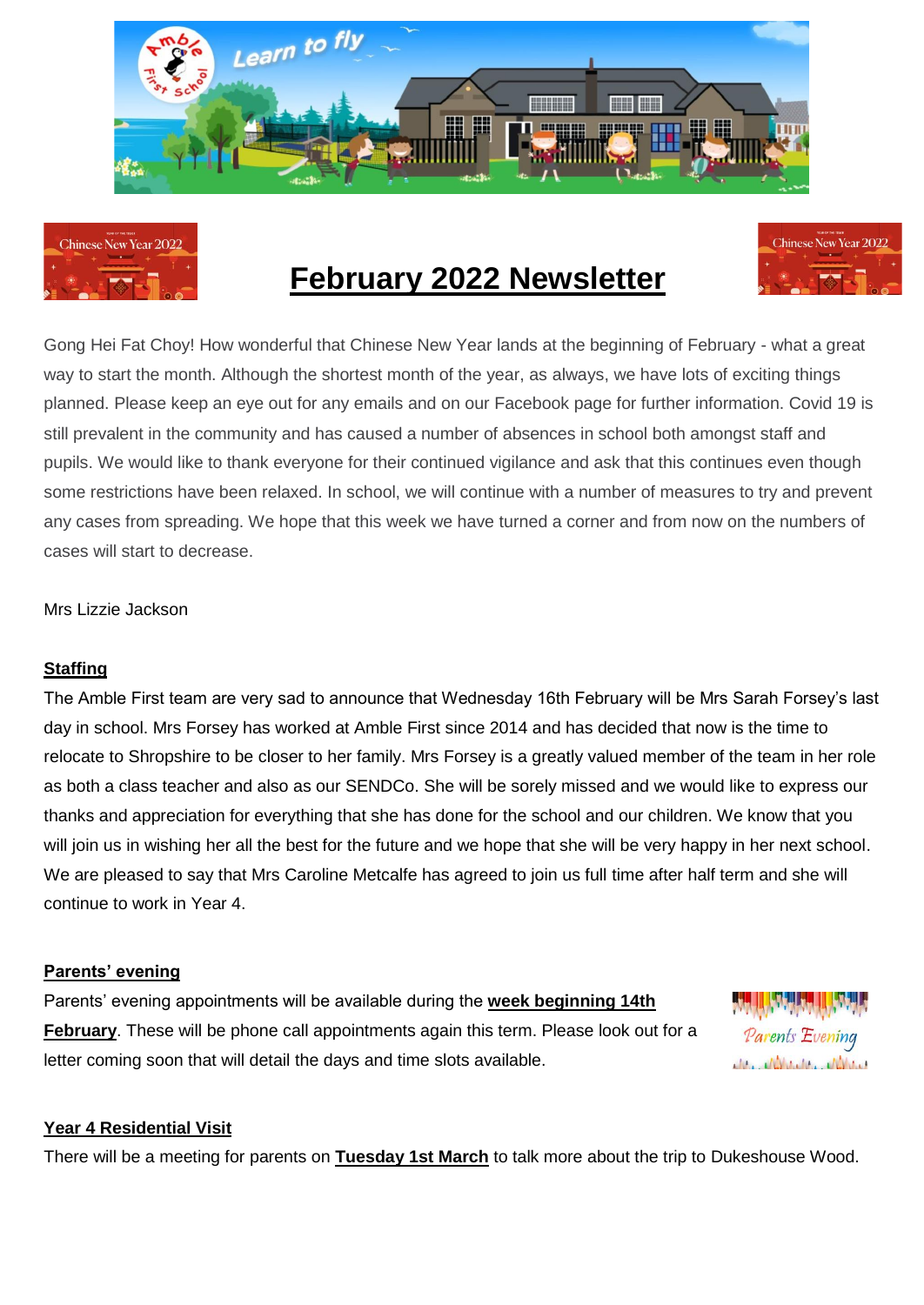# February 2022 Newsletter

Gong Hei Fat Choy! How wonderful that Chinese New Year lands at the beginning of February - what a great way to start the month. Although the shortest month of the year, as always, we have lots of exciting things planned. Please keep an eye out for any emails and on our Facebook page for further information. Covid 19 is still prevalent in the community and has caused a number of absences in school both amongst staff and pupils. We would like to thank everyone for their continued vigilance and ask that this continues even though some restrictions have been relaxed. In school, we will continue with a number of measures to try and prevent any cases from spreading. We hope that this week we have turned a corner and from now on the numbers of cases will start to decrease.

Mrs Lizzie Jackson

## Staffing

The Amble First team are very sad to announce that Wednesday 16th February will be Mrs Sarah Forsey's last day in school. Mrs Forsey has worked at Amble First since 2014 and has decided that now is the time to relocate to Shropshire to be closer to her family. Mrs Forsey is a greatly valued member of the team in her role as both a class teacher and also as our SENDCo. She will be sorely missed and we would like to express our thanks and appreciation for everything that she has done for the school and our children. We know that you will join us in wishing her all the best for the future and we hope that she will be very happy in her next school. We are pleased to say that Mrs Caroline Metcalfe has agreed to join us full time after half term and she will continue to work in Year 4.

## Parents' evening

Parents' evening appointments will be available during the **week beginning 14th February**. These will be phone call appointments again this term. Please look out for a letter coming soon that will detail the days and time slots available.

## Year 4 Residential Visit

There will be a meeting for parents on **Tuesday 1st March** to talk more about the trip to Dukeshouse Wood.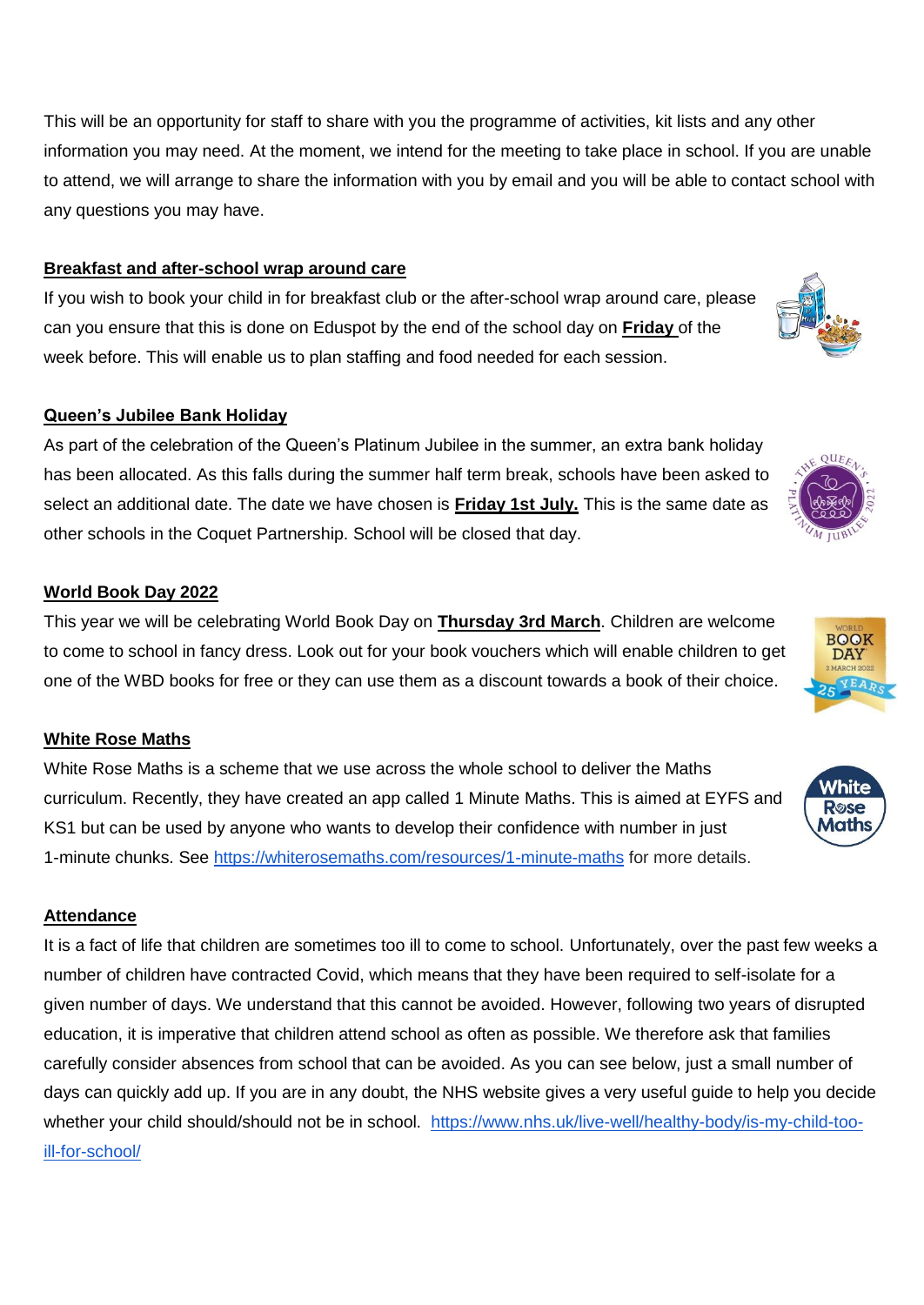This will be an opportunity for staff to share with you the programme of activities, kit lists and any other information you may need. At the moment, we intend for the meeting to take place in school. If you are unable to attend, we will arrange to share the information with you by email and you will be able to contact school with any questions you may have.

**Breakfast and after-school wrap around care**

If you wish to book your child in for breakfast club or the after-school wrap around care, please can you ensure that this is done on Eduspot by the end of the school day on **Friday** of the week before. This will enable us to plan staffing and food needed for each session.

**Queen's Jubilee Bank Holiday**

As part of the celebration of the Queen's Platinum Jubilee in the summer, an extra bank holiday has been allocated. As this falls during the summer half term break, schools have been asked to select an additional date. The date we have chosen is **Friday 1st July.** This is the same date as other schools in the Coquet Partnership. School will be closed that day.

**World Book Day 2022**

This year we will be celebrating World Book Day on **Thursday 3rd March**. Children are welcome to come to school in fancy dress. Look out for your book vouchers which will enable children to get one of the WBD books for free or they can use them as a discount towards a book of their choice.

**White Rose Maths**

White Rose Maths is a scheme that we use across the whole school to deliver the Maths curriculum. Recently, they have created an app called 1 Minute Maths. This is aimed at EYFS and KS1 but can be used by anyone who wants to develop their confidence with number in just 1-minute chunks. See https://whiterosemaths.com/resources/1-minute-maths for more details.

**Attendance**

It is a fact of life that children are sometimes too ill to come to school. Unfortunately, over the past few weeks a number of children have contracted Covid, which means that they have been required to self-isolate for a given number of days. We understand that this cannot be avoided. However, following two years of disrupted education, it is imperative that children attend school as often as possible. We therefore ask that families carefully consider absences from school that can be avoided. As you can see below, just a small number of days can quickly add up. If you are in any doubt, the NHS website gives a very useful guide to help you decide whether your child should/should not be in school. https://www.nhs.uk/live-well/healthy-body/is-my-child-too-ill-for-school/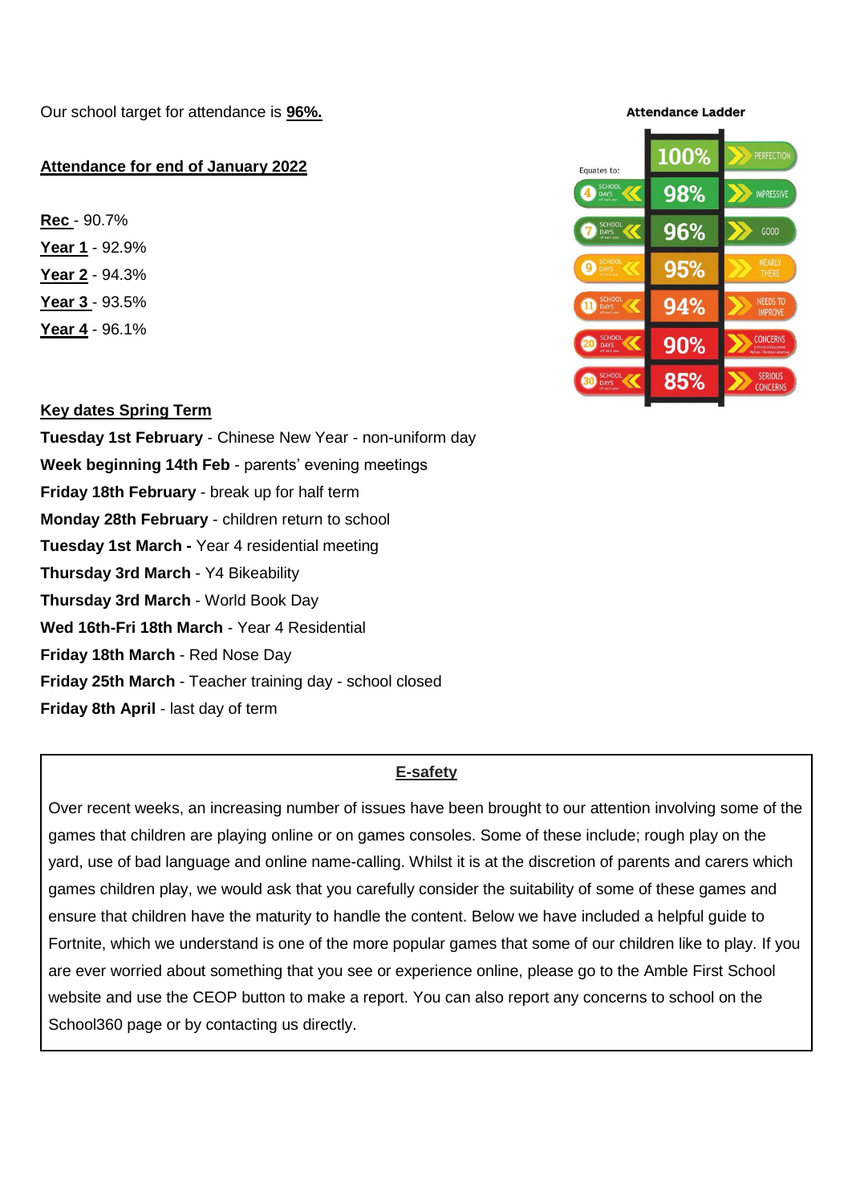Our school target for attendance is **96%.**

**Attendance for end of January 2022**

**Rec** - 90.7%
**Year 1** - 92.9%
**Year 2** - 94.3%
**Year 3** - 93.5%
**Year 4** - 96.1%

**Attendance Ladder**

| Equates to: | | |
|---|---|---|
| | 100% | PERFECTION |
| 4 SCHOOL DAYS | 98% | IMPRESSIVE |
| 7 SCHOOL DAYS | 96% | GOOD |
| 9 SCHOOL DAYS | 95% | NEARLY THERE |
| 11 SCHOOL DAYS | 94% | NEEDS TO IMPROVE |
| 20 SCHOOL DAYS | 90% | CONCERNS |
| 30 SCHOOL DAYS | 85% | SERIOUS CONCERNS |

**Key dates Spring Term**

**Tuesday 1st February** - Chinese New Year - non-uniform day
**Week beginning 14th Feb** - parents' evening meetings
**Friday 18th February** - break up for half term
**Monday 28th February** - children return to school
**Tuesday 1st March -** Year 4 residential meeting
**Thursday 3rd March** - Y4 Bikeability
**Thursday 3rd March** - World Book Day
**Wed 16th-Fri 18th March** - Year 4 Residential
**Friday 18th March** - Red Nose Day
**Friday 25th March** - Teacher training day - school closed
**Friday 8th April** - last day of term

**E-safety**

Over recent weeks, an increasing number of issues have been brought to our attention involving some of the games that children are playing online or on games consoles. Some of these include; rough play on the yard, use of bad language and online name-calling. Whilst it is at the discretion of parents and carers which games children play, we would ask that you carefully consider the suitability of some of these games and ensure that children have the maturity to handle the content. Below we have included a helpful guide to Fortnite, which we understand is one of the more popular games that some of our children like to play. If you are ever worried about something that you see or experience online, please go to the Amble First School website and use the CEOP button to make a report. You can also report any concerns to school on the School360 page or by contacting us directly.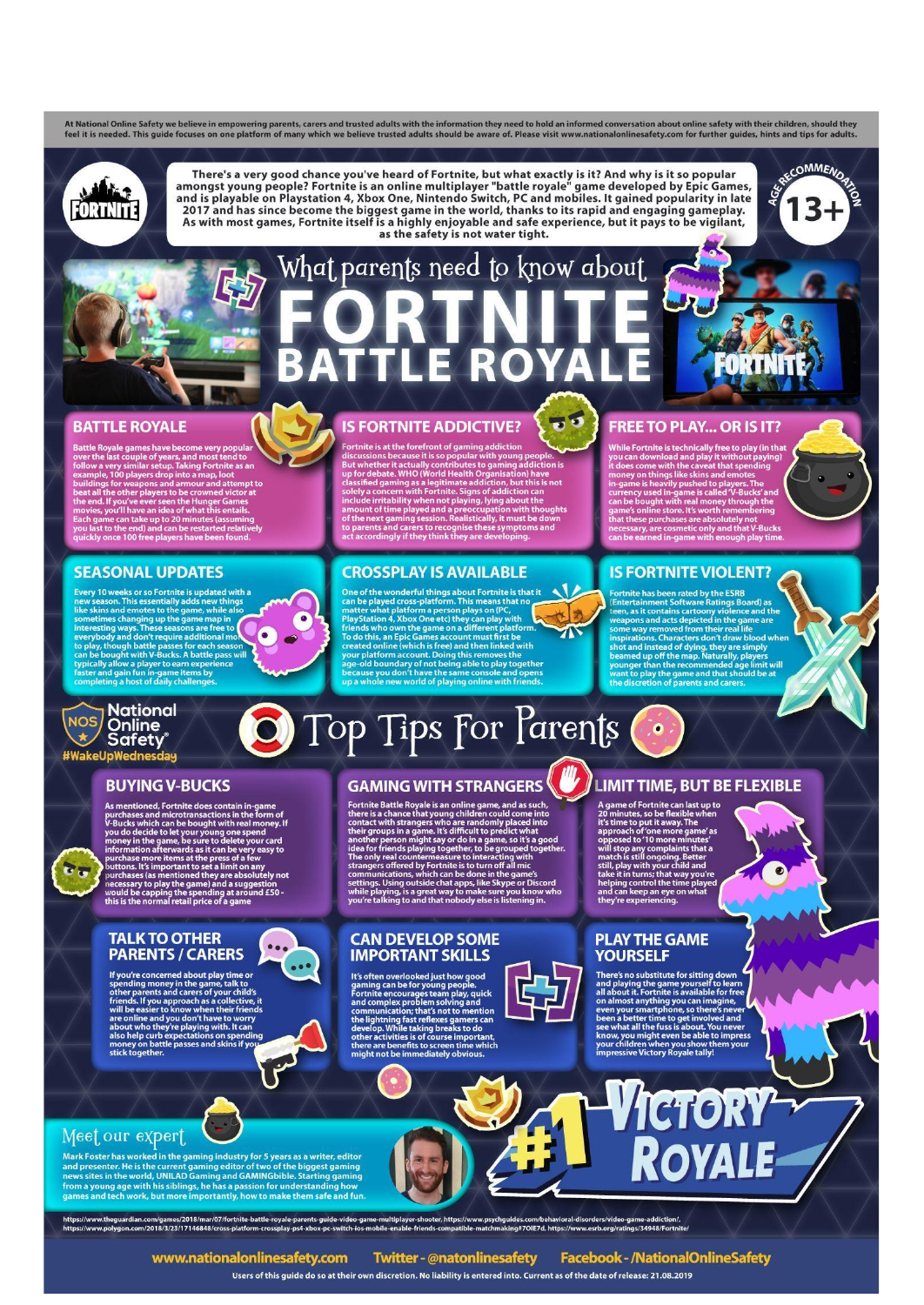At National Online Safety we believe in empowering parents, carers and trusted adults with the information they need to hold an informed conversation about online safety with their children, should they feel it is needed. This guide focuses on one platform of many which we believe trusted adults should be aware of. Please visit www.nationalonlinesafety.com for further guides, hints and tips for adults.

There's a very good chance you've heard of Fortnite, but what exactly is it? And why is it so popular amongst young people? Fortnite is an online multiplayer "battle royale" game developed by Epic Games, and is playable on Playstation 4, Xbox One, Nintendo Switch, PC and mobiles. It gained popularity in late 2017 and has since become the biggest game in the world, thanks to its rapid and engaging gameplay. As with most games, Fortnite itself is a highly enjoyable and safe experience, but it pays to be vigilant, as the safety is not water tight.

AGE RECOMMENDATION 13+

# What parents need to know about FORTNITE BATTLE ROYALE

## BATTLE ROYALE

Battle Royale games have become very popular over the last couple of years, and most tend to follow a very similar setup. Taking Fortnite as an example, 100 players drop into a map, loot buildings for weapons and armour and attempt to beat all the other players to be crowned victor at the end. If you've ever seen the Hunger Games movies, you'll have an idea of what this entails. Each game can take up to 20 minutes (assuming you last to the end) and can be restarted relatively quickly once 100 free players have been found.

## IS FORTNITE ADDICTIVE?

Fortnite is at the forefront of gaming addiction discussions because it is so popular with young people. But whether it actually contributes to gaming addiction is up for debate. WHO (World Health Organisation) have classified gaming as a legitimate addiction, but this is not solely a concern with Fortnite. Signs of addiction can include irritability when not playing, lying about the amount of time played and a preoccupation with thoughts of the next gaming session. Realistically, it must be down to parents and carers to recognise these symptoms and act accordingly if they think they are developing.

## FREE TO PLAY... OR IS IT?

While Fortnite is technically free to play (in that you can download and play it without paying) it does come with the caveat that spending money on things like skins and emotes in-game is heavily pushed to players. The currency used in-game is called 'V-Bucks' and can be bought with real money through the game's online store. It's worth remembering that these purchases are absolutely not necessary, are cosmetic only and that V-Bucks can be earned in-game with enough play time.

## SEASONAL UPDATES

Every 10 weeks or so Fortnite is updated with a new season. This essentially adds new things like skins and emotes to the game, while also sometimes changing up the game map in interesting ways. These seasons are free to everybody and don't require additional mo[ney] to play, though battle passes for each season can be bought with V-Bucks. A battle pass will typically allow a player to earn experience faster and gain fun in-game items by completing a host of daily challenges.

## CROSSPLAY IS AVAILABLE

One of the wonderful things about Fortnite is that it can be played cross-platform. This means that no matter what platform a person plays on (PC, PlayStation 4, Xbox One etc) they can play with friends who own the game on a different platform. To do this, an Epic Games account must first be created online (which is free) and then linked with your platform account. Doing this removes the age-old boundary of not being able to play together because you don't have the same console and opens up a whole new world of playing online with friends.

## IS FORTNITE VIOLENT?

Fortnite has been rated by the ESRB (Entertainment Software Ratings Board) as teen, as it contains cartoony violence and the weapons and acts depicted in the game are some way removed from their real life inspirations. Characters don't draw blood when shot and instead of dying, they are simply beamed up off the map. Naturally, players younger than the recommended age limit will want to play the game and that should be at the discretion of parents and carers.

National Online Safety® #WakeUpWednesday

# Top Tips For Parents

## BUYING V-BUCKS

As mentioned, Fortnite does contain in-game purchases and microtransactions in the form of V-Bucks which can be bought with real money. If you do decide to let your young one spend money in the game, be sure to delete your card information afterwards as it can be very easy to purchase more items at the press of a few buttons. It's important to set a limit on any purchases (as mentioned they are absolutely not necessary to play the game) and a suggestion would be capping the spending at around £50 - this is the normal retail price of a game

## GAMING WITH STRANGERS

Fortnite Battle Royale is an online game, and as such, there is a chance that young children could come into contact with strangers who are randomly placed into their groups in a game. It's difficult to predict what another person might say or do in a game, so it's a good idea for friends playing together, to be grouped together. The only real countermeasure to interacting with strangers offered by Fortnite is to turn off all mic communications, which can be done in the game's settings. Using outside chat apps, like Skype or Discord while playing, is a great way to make sure you know who you're talking to and that nobody else is listening in.

## LIMIT TIME, BUT BE FLEXIBLE

A game of Fortnite can last up to 20 minutes, so be flexible when it's time to put it away. The approach of 'one more game' as opposed to '10 more minutes' will stop any complaints that a match is still ongoing. Better still, play with your child and take it in turns; that way you're helping control the time played and can keep an eye on what they're experiencing.

## TALK TO OTHER PARENTS / CARERS

If you're concerned about play time or spending money in the game, talk to other parents and carers of your child's friends. If you approach as a collective, it will be easier to know when their friends are online and you don't have to worry about who they're playing with. It can also help curb expectations on spending money on battle passes and skins if yo[u] stick together.

## CAN DEVELOP SOME IMPORTANT SKILLS

It's often overlooked just how good gaming can be for young people. Fortnite encourages team play, quick and complex problem solving and communication; that's not to mention the lightning fast reflexes gamers can develop. While taking breaks to do other activities is of course important, there are benefits to screen time which might not be immediately obvious.

## PLAY THE GAME YOURSELF

There's no substitute for sitting down and playing the game yourself to learn all about it. Fortnite is available for free on almost anything you can imagine, even your smartphone, so there's never been a better time to get involved and see what all the fuss is about. You never know, you might even be able to impress your children when you show them your impressive Victory Royale tally!

#1 VICTORY ROYALE

## Meet our expert

Mark Foster has worked in the gaming industry for 5 years as a writer, editor and presenter. He is the current gaming editor of two of the biggest gaming news sites in the world, UNILAD Gaming and GAMINGbible. Starting gaming from a young age with his siblings, he has a passion for understanding how games and tech work, but more importantly, how to make them safe and fun.

https://www.theguardian.com/games/2018/mar/07/fortnite-battle-royale-parents-guide-video-game-multiplayer-shooter, https://www.psychguides.com/behavioral-disorders/video-game-addiction/, https://www.polygon.com/2018/3/23/17146848/cross-platform-crossplay-ps4-xbox-pc-switch-ios-mobile-enable-friends-compatible-matchmaking#7OlE7d, https://www.esrb.org/ratings/34948/Fortnite/

www.nationalonlinesafety.com Twitter - @natonlinesafety Facebook - /NationalOnlineSafety

Users of this guide do so at their own discretion. No liability is entered into. Current as of the date of release: 21.08.2019